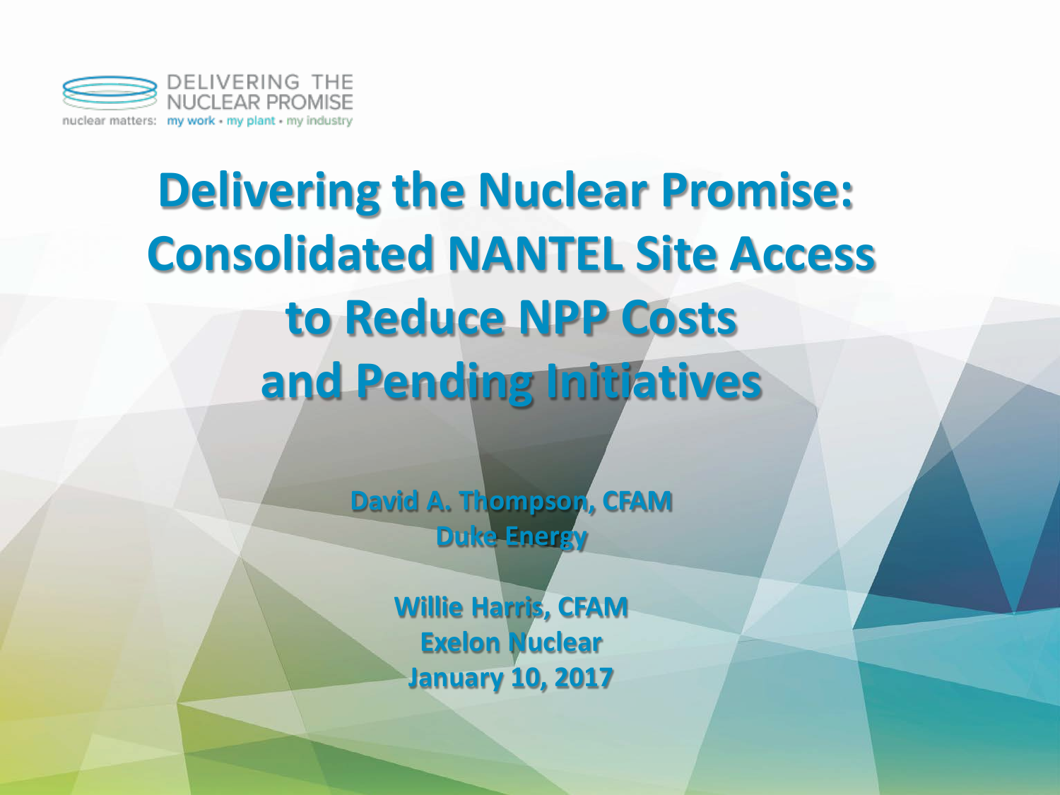DELIVERING THE NUCLEAR PROMISE

nuclear matters: my work • my plant • my industry

# Delivering the Nuclear Promise: Consolidated NANTEL Site Access to Reduce NPP Costs and Pending Initiatives

**David A. Thompson, CFAM**
**Duke Energy**

**Willie Harris, CFAM**
**Exelon Nuclear**
**January 10, 2017**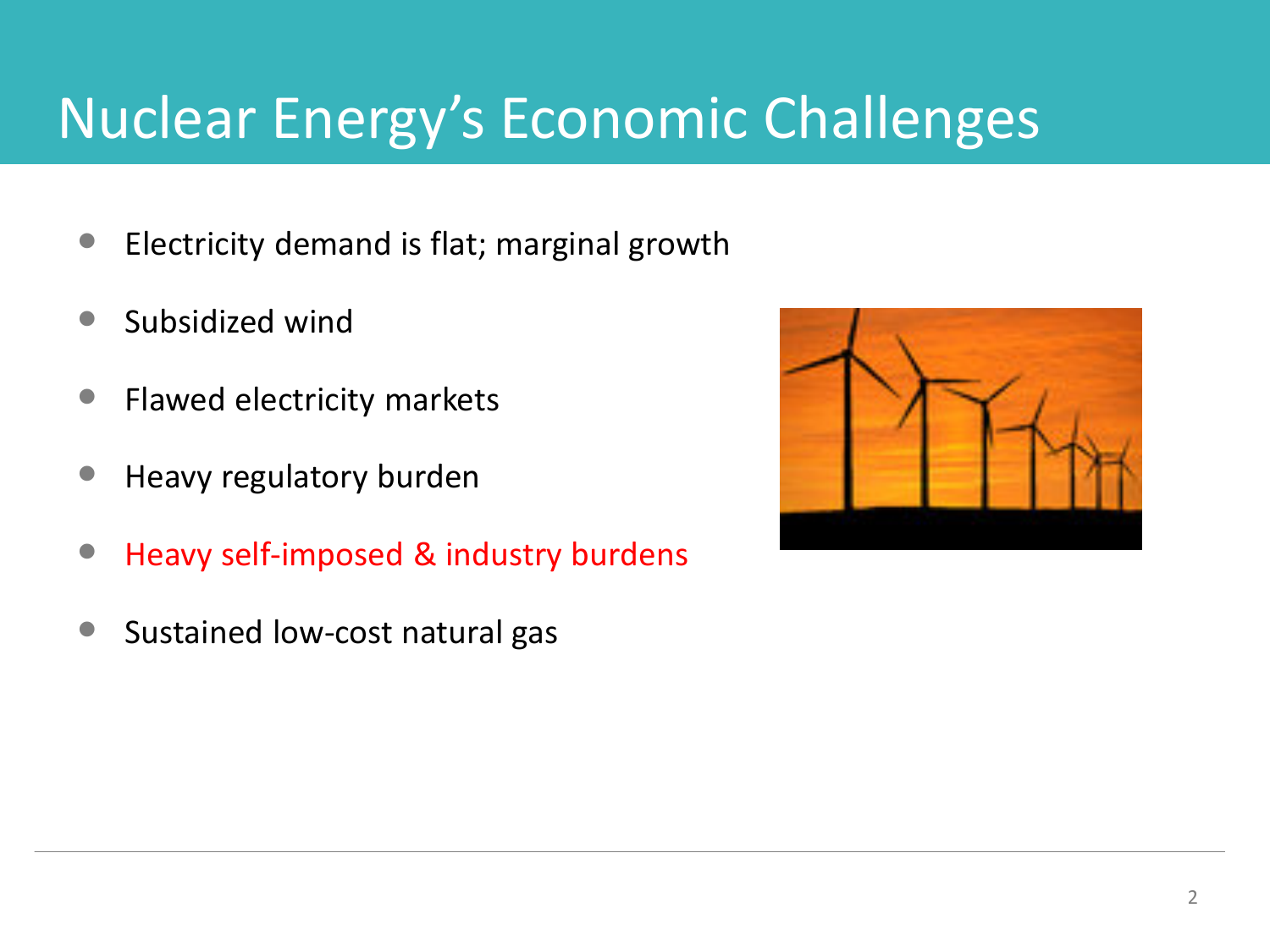# Nuclear Energy's Economic Challenges

- Electricity demand is flat; marginal growth
- Subsidized wind
- Flawed electricity markets
- Heavy regulatory burden
- Heavy self-imposed & industry burdens
- Sustained low-cost natural gas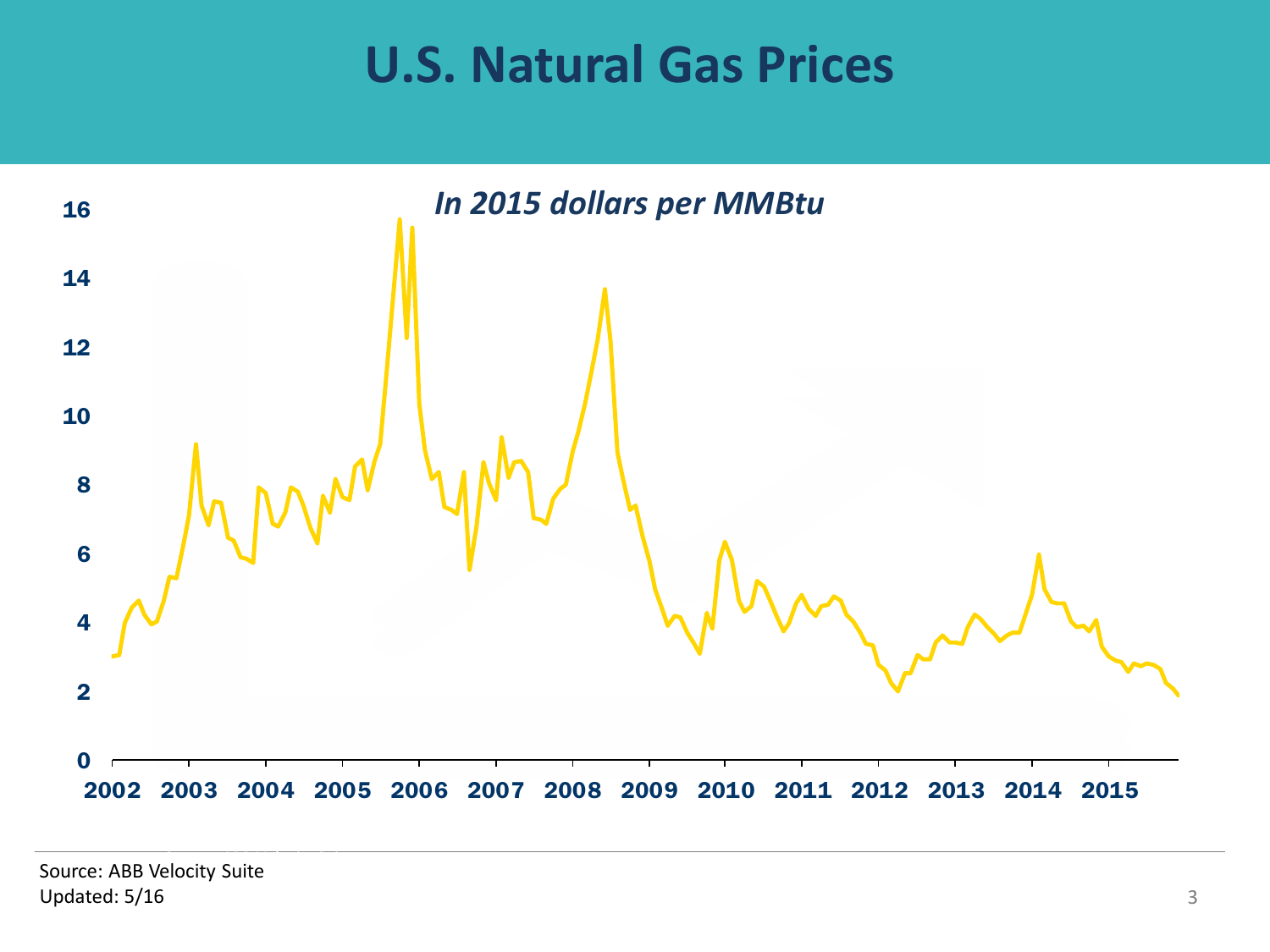# U.S. Natural Gas Prices

*In 2015 dollars per MMBtu*

Source: ABB Velocity Suite
Updated: 5/16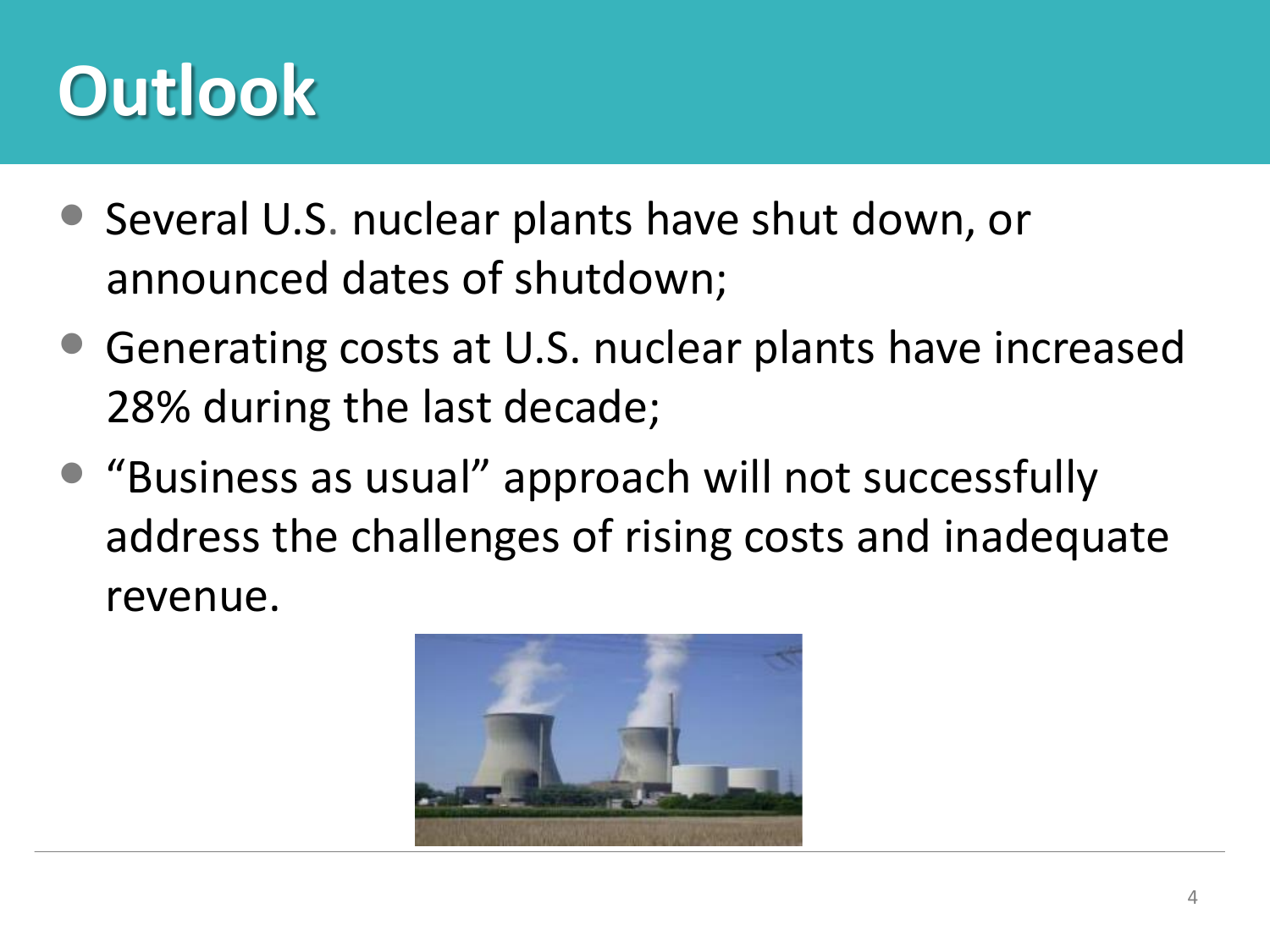# Outlook

- Several U.S. nuclear plants have shut down, or announced dates of shutdown;
- Generating costs at U.S. nuclear plants have increased 28% during the last decade;
- "Business as usual" approach will not successfully address the challenges of rising costs and inadequate revenue.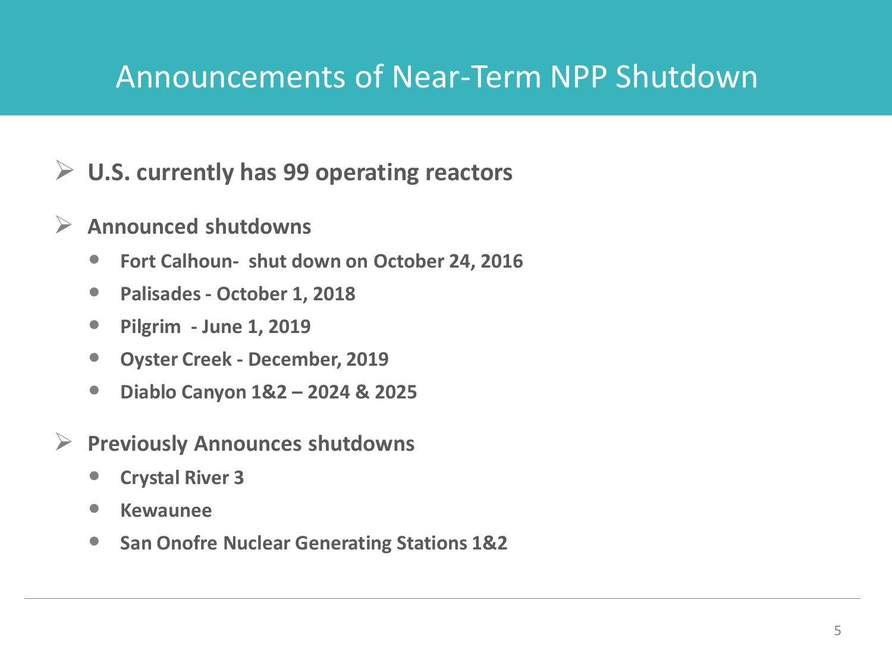# Announcements of Near-Term NPP Shutdown

- **U.S. currently has 99 operating reactors**
- **Announced shutdowns**
  - **Fort Calhoun- shut down on October 24, 2016**
  - **Palisades - October 1, 2018**
  - **Pilgrim - June 1, 2019**
  - **Oyster Creek - December, 2019**
  - **Diablo Canyon 1&2 – 2024 & 2025**
- **Previously Announces shutdowns**
  - **Crystal River 3**
  - **Kewaunee**
  - **San Onofre Nuclear Generating Stations 1&2**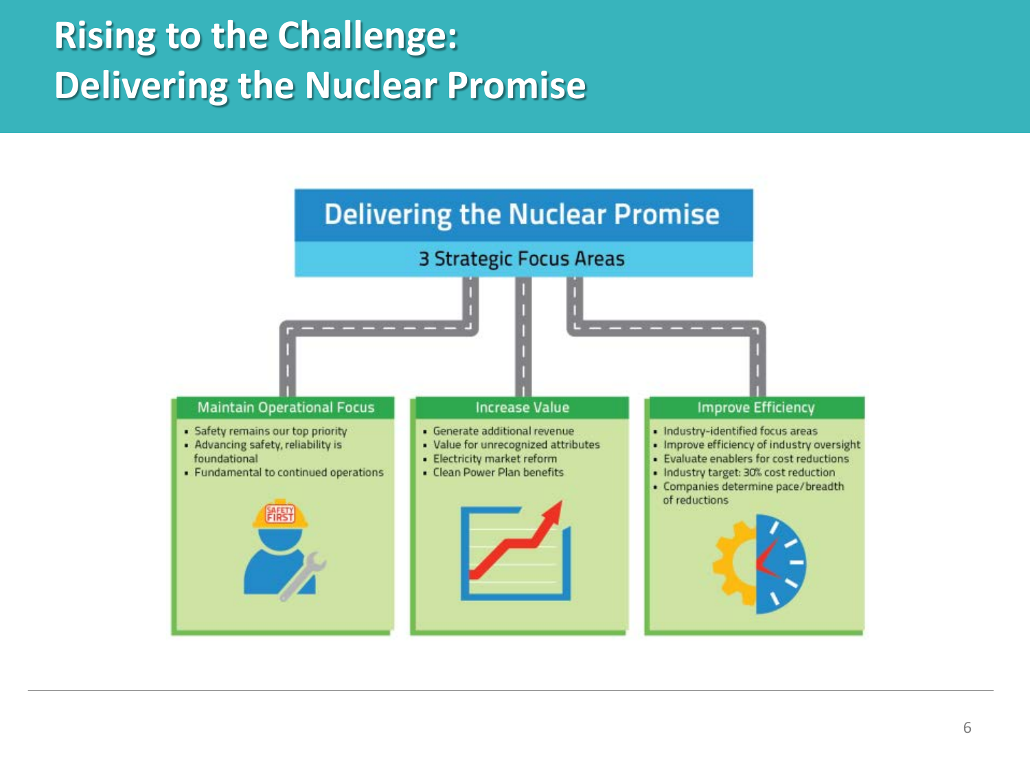# Rising to the Challenge: Delivering the Nuclear Promise

## Delivering the Nuclear Promise

### 3 Strategic Focus Areas

#### Maintain Operational Focus

- Safety remains our top priority
- Advancing safety, reliability is foundational
- Fundamental to continued operations

#### Increase Value

- Generate additional revenue
- Value for unrecognized attributes
- Electricity market reform
- Clean Power Plan benefits

#### Improve Efficiency

- Industry-identified focus areas
- Improve efficiency of industry oversight
- Evaluate enablers for cost reductions
- Industry target: 30% cost reduction
- Companies determine pace/breadth of reductions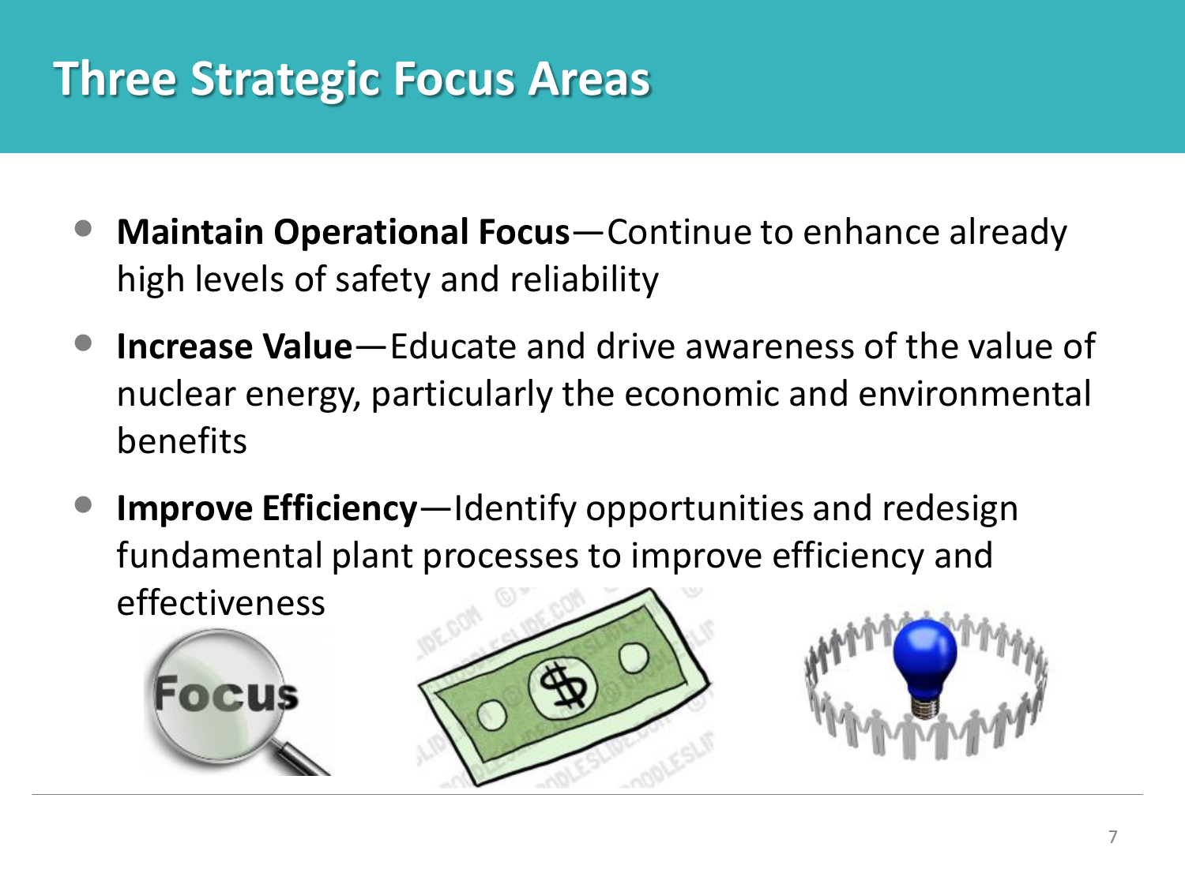# Three Strategic Focus Areas

- **Maintain Operational Focus**—Continue to enhance already high levels of safety and reliability
- **Increase Value**—Educate and drive awareness of the value of nuclear energy, particularly the economic and environmental benefits
- **Improve Efficiency**—Identify opportunities and redesign fundamental plant processes to improve efficiency and effectiveness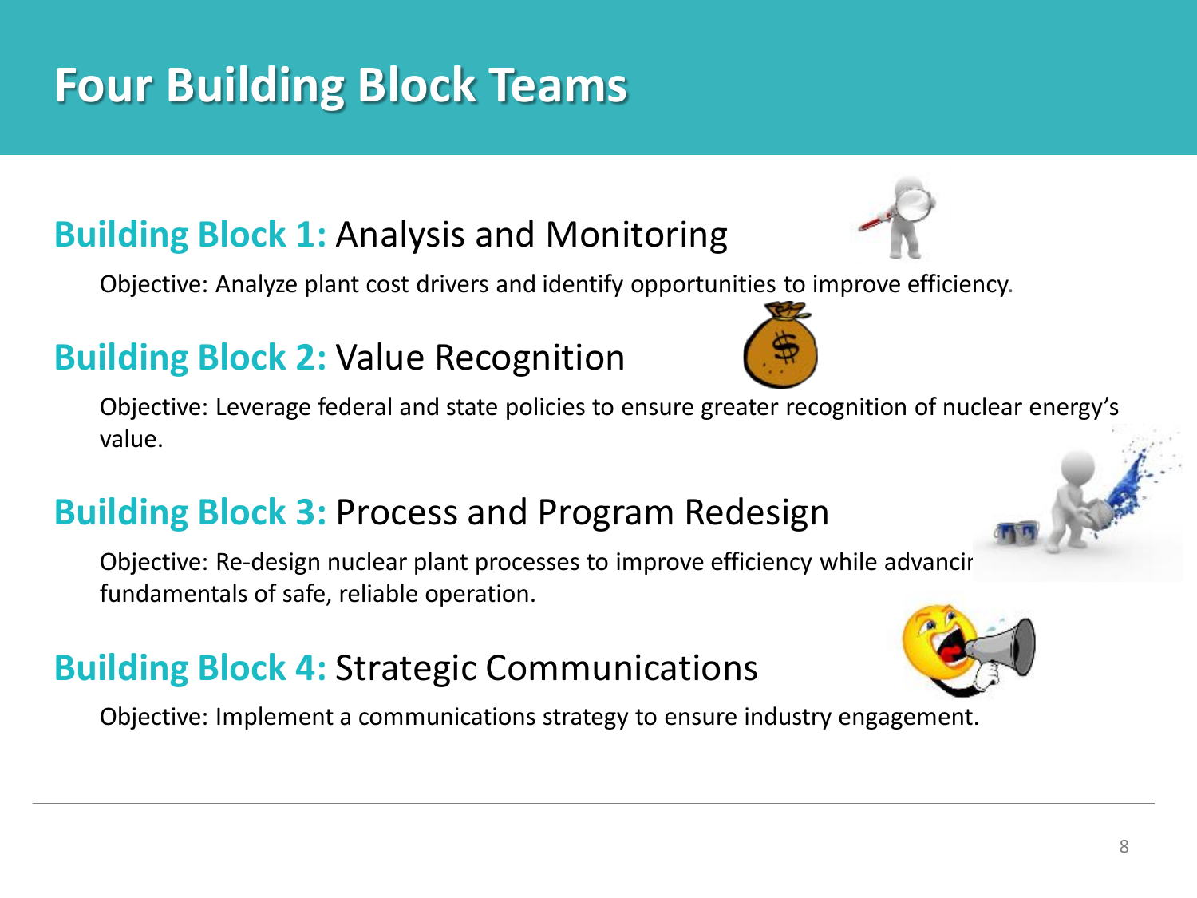# Four Building Block Teams

**Building Block 1:** Analysis and Monitoring

Objective: Analyze plant cost drivers and identify opportunities to improve efficiency.

**Building Block 2:** Value Recognition

Objective: Leverage federal and state policies to ensure greater recognition of nuclear energy's value.

**Building Block 3:** Process and Program Redesign

Objective: Re-design nuclear plant processes to improve efficiency while advancir fundamentals of safe, reliable operation.

**Building Block 4:** Strategic Communications

Objective: Implement a communications strategy to ensure industry engagement.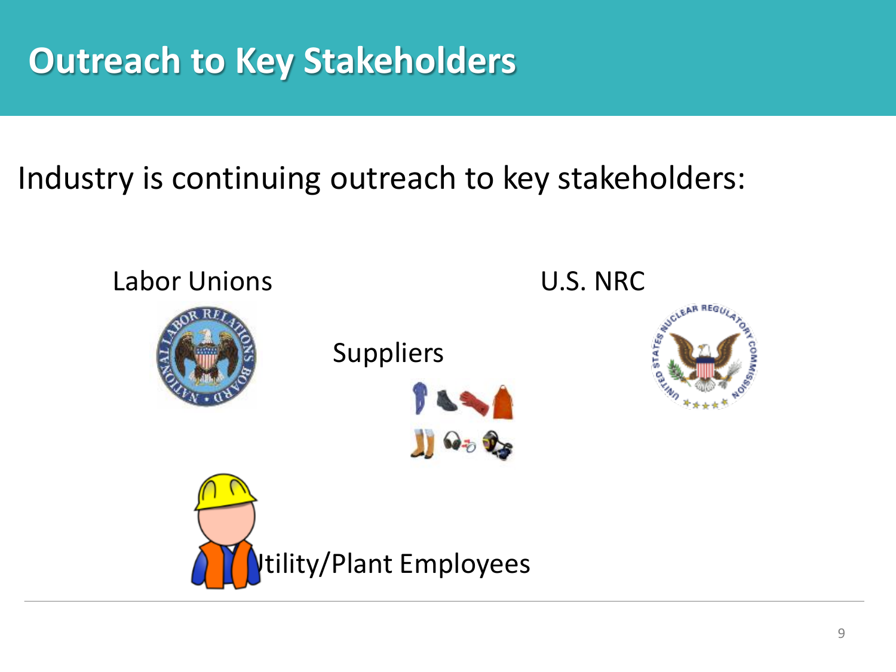# Outreach to Key Stakeholders

Industry is continuing outreach to key stakeholders:

- Labor Unions
- U.S. NRC
- Suppliers
- Utility/Plant Employees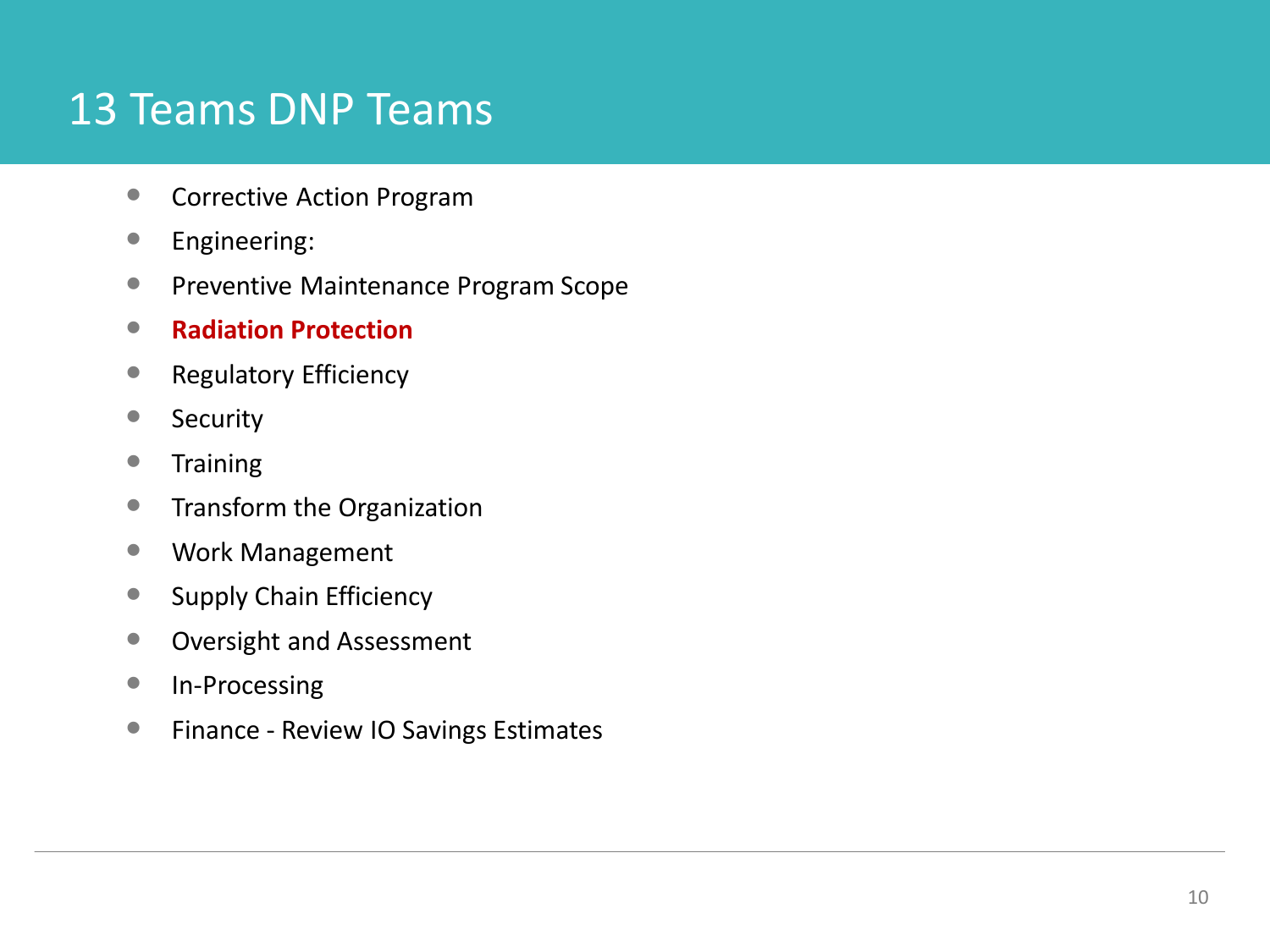# 13 Teams DNP Teams

- Corrective Action Program
- Engineering:
- Preventive Maintenance Program Scope
- **Radiation Protection**
- Regulatory Efficiency
- Security
- Training
- Transform the Organization
- Work Management
- Supply Chain Efficiency
- Oversight and Assessment
- In-Processing
- Finance - Review IO Savings Estimates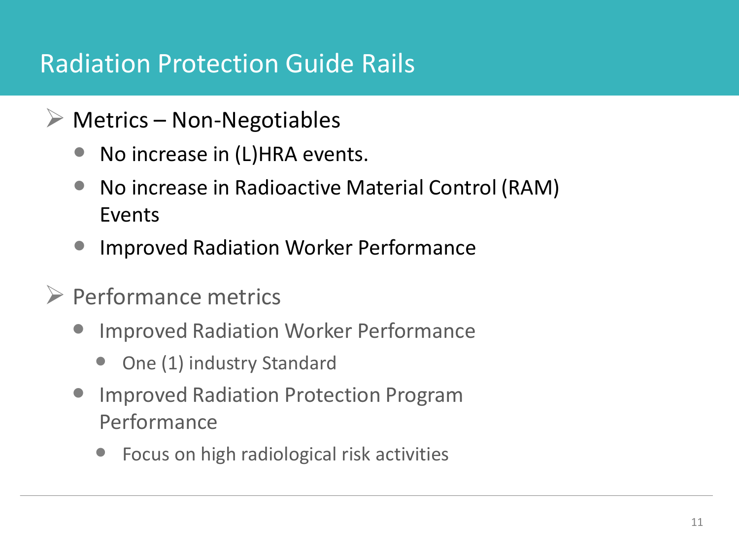# Radiation Protection Guide Rails

- Metrics – Non-Negotiables
  - No increase in (L)HRA events.
  - No increase in Radioactive Material Control (RAM) Events
  - Improved Radiation Worker Performance
- Performance metrics
  - Improved Radiation Worker Performance
    - One (1) industry Standard
  - Improved Radiation Protection Program Performance
    - Focus on high radiological risk activities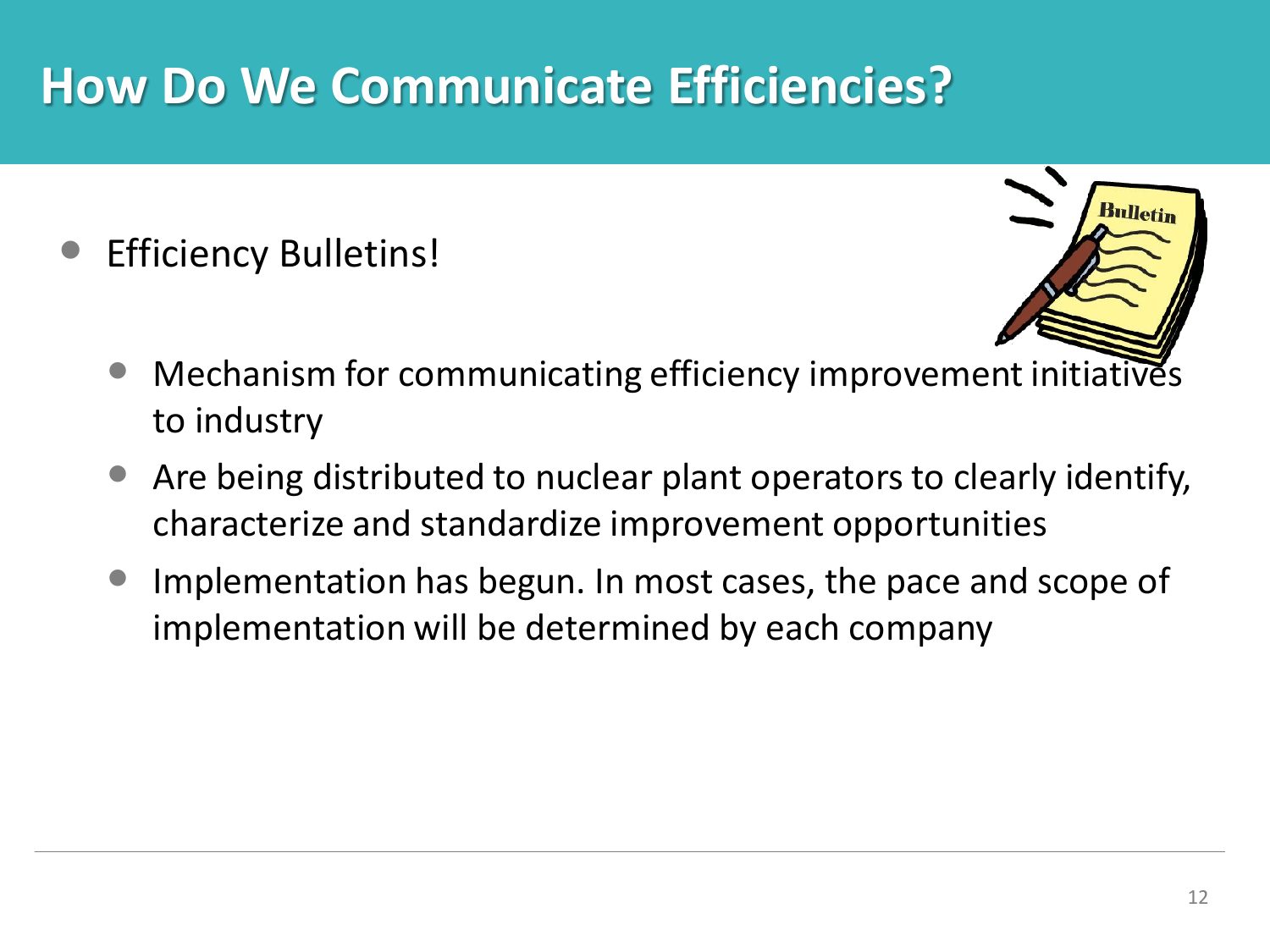# How Do We Communicate Efficiencies?

- Efficiency Bulletins!
  - Mechanism for communicating efficiency improvement initiatives to industry
  - Are being distributed to nuclear plant operators to clearly identify, characterize and standardize improvement opportunities
  - Implementation has begun. In most cases, the pace and scope of implementation will be determined by each company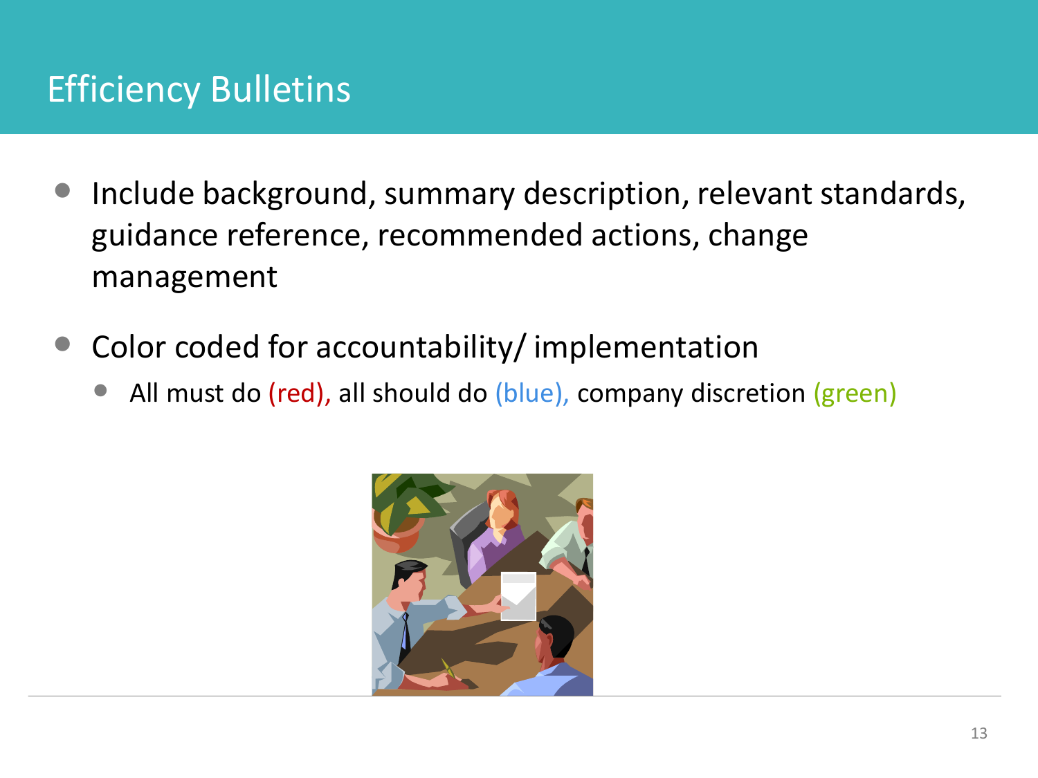# Efficiency Bulletins

- Include background, summary description, relevant standards, guidance reference, recommended actions, change management
- Color coded for accountability/ implementation
  - All must do (red), all should do (blue), company discretion (green)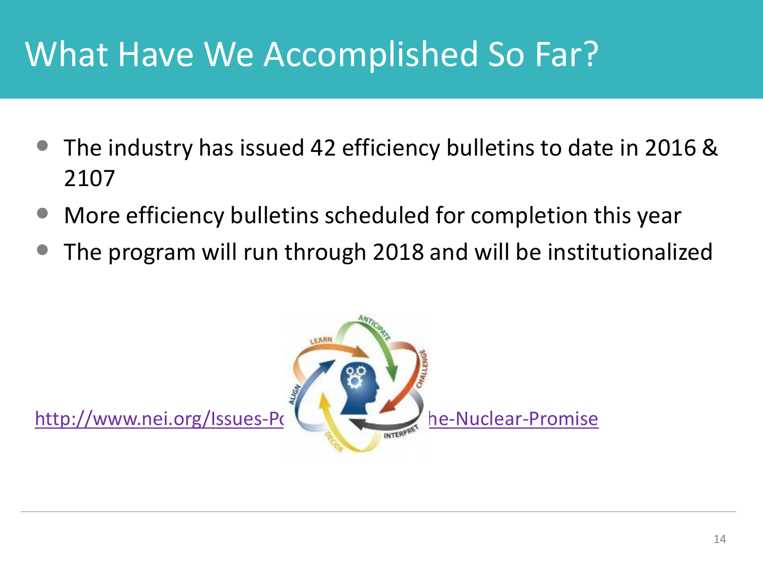# What Have We Accomplished So Far?

- The industry has issued 42 efficiency bulletins to date in 2016 & 2107
- More efficiency bulletins scheduled for completion this year
- The program will run through 2018 and will be institutionalized

http://www.nei.org/Issues-Pc he-Nuclear-Promise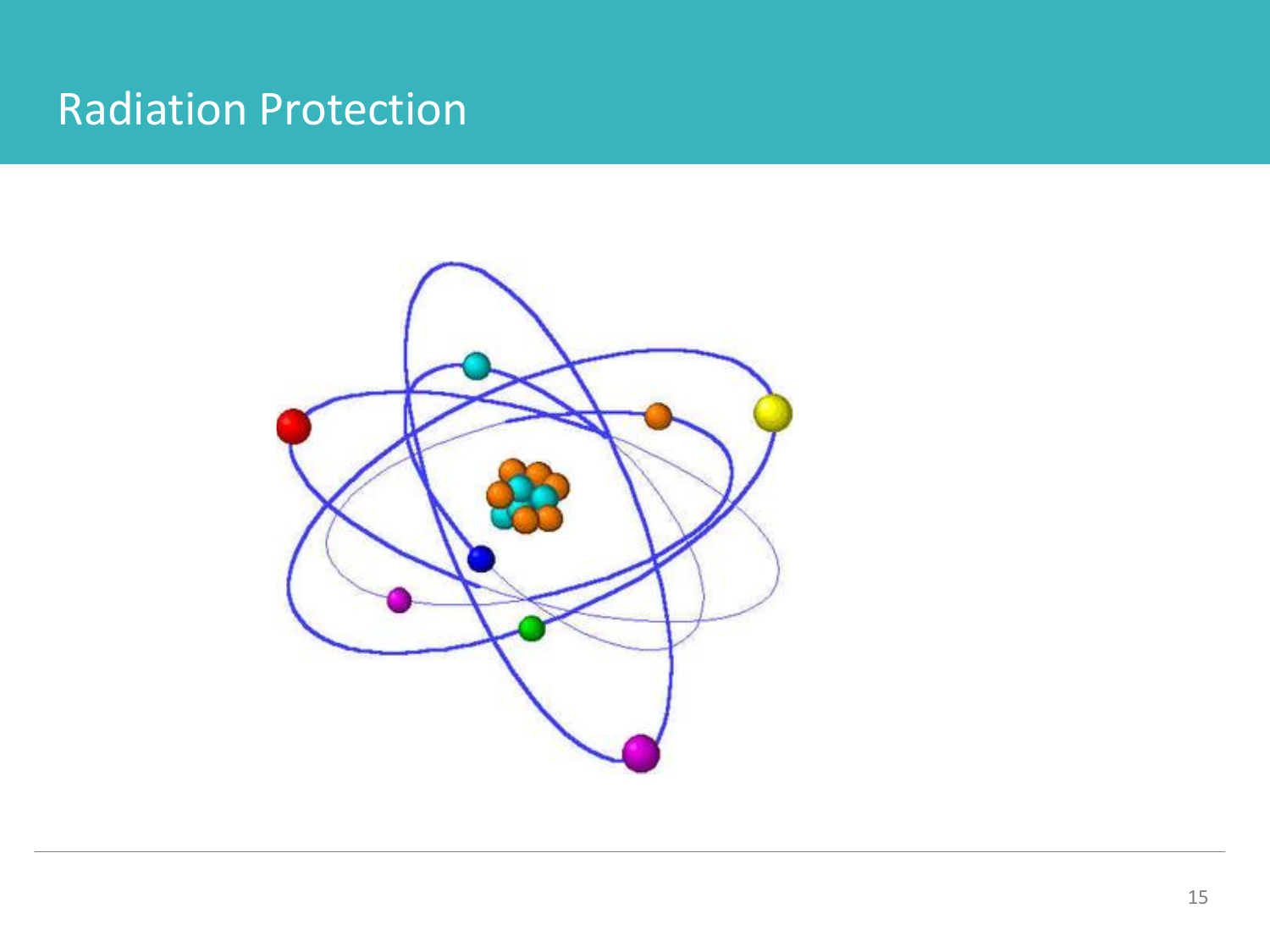# Radiation Protection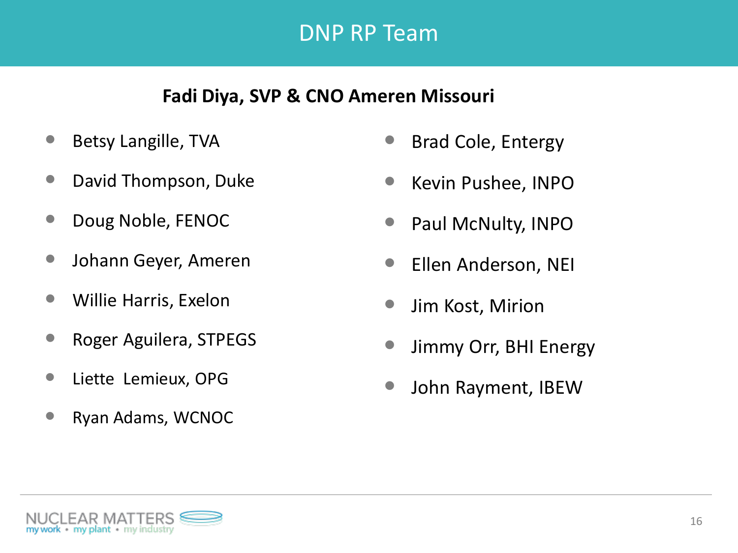# DNP RP Team

**Fadi Diya, SVP & CNO Ameren Missouri**

- Betsy Langille, TVA
- David Thompson, Duke
- Doug Noble, FENOC
- Johann Geyer, Ameren
- Willie Harris, Exelon
- Roger Aguilera, STPEGS
- Liette  Lemieux, OPG
- Ryan Adams, WCNOC
- Brad Cole, Entergy
- Kevin Pushee, INPO
- Paul McNulty, INPO
- Ellen Anderson, NEI
- Jim Kost, Mirion
- Jimmy Orr, BHI Energy
- John Rayment, IBEW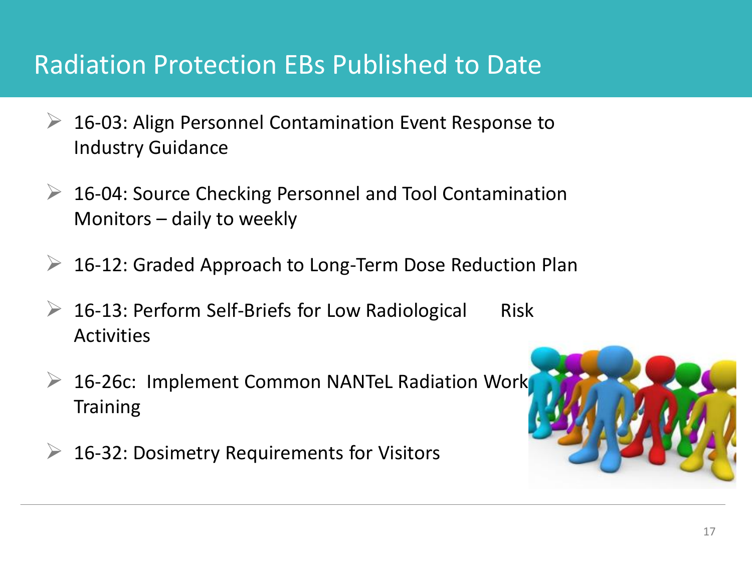# Radiation Protection EBs Published to Date

- 16-03: Align Personnel Contamination Event Response to Industry Guidance
- 16-04: Source Checking Personnel and Tool Contamination Monitors – daily to weekly
- 16-12: Graded Approach to Long-Term Dose Reduction Plan
- 16-13: Perform Self-Briefs for Low Radiological Risk Activities
- 16-26c: Implement Common NANTeL Radiation Work Training
- 16-32: Dosimetry Requirements for Visitors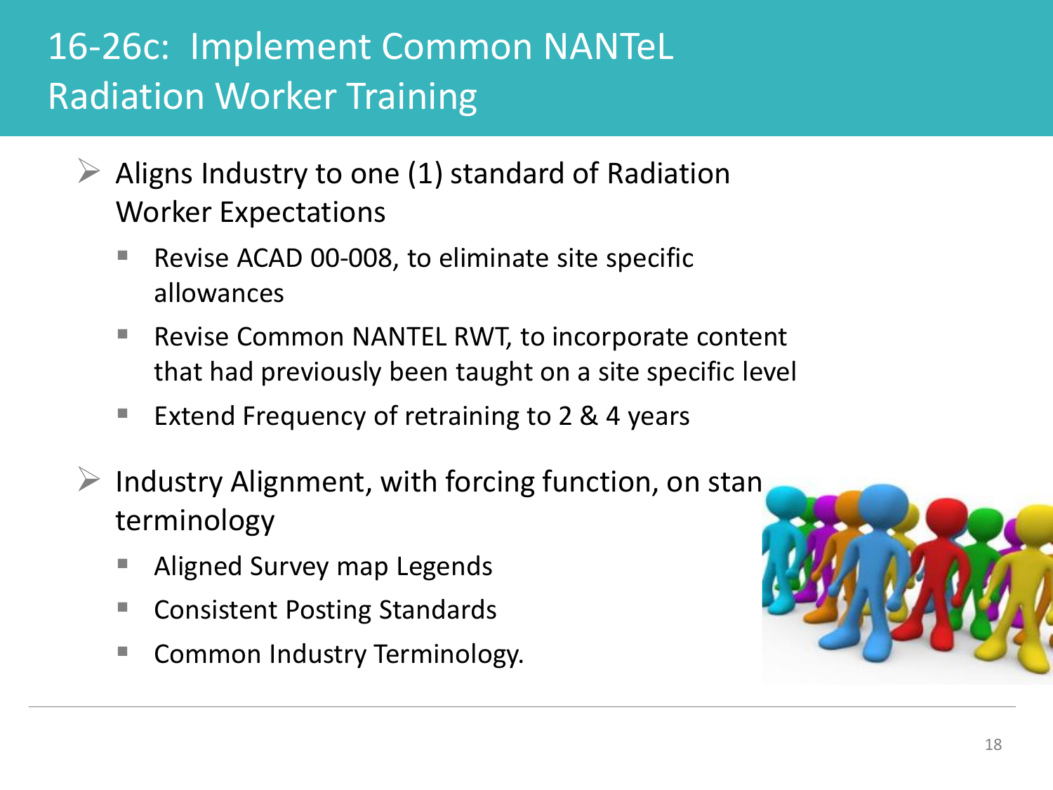# 16-26c: Implement Common NANTeL Radiation Worker Training

- Aligns Industry to one (1) standard of Radiation Worker Expectations
  - Revise ACAD 00-008, to eliminate site specific allowances
  - Revise Common NANTEL RWT, to incorporate content that had previously been taught on a site specific level
  - Extend Frequency of retraining to 2 & 4 years
- Industry Alignment, with forcing function, on stan terminology
  - Aligned Survey map Legends
  - Consistent Posting Standards
  - Common Industry Terminology.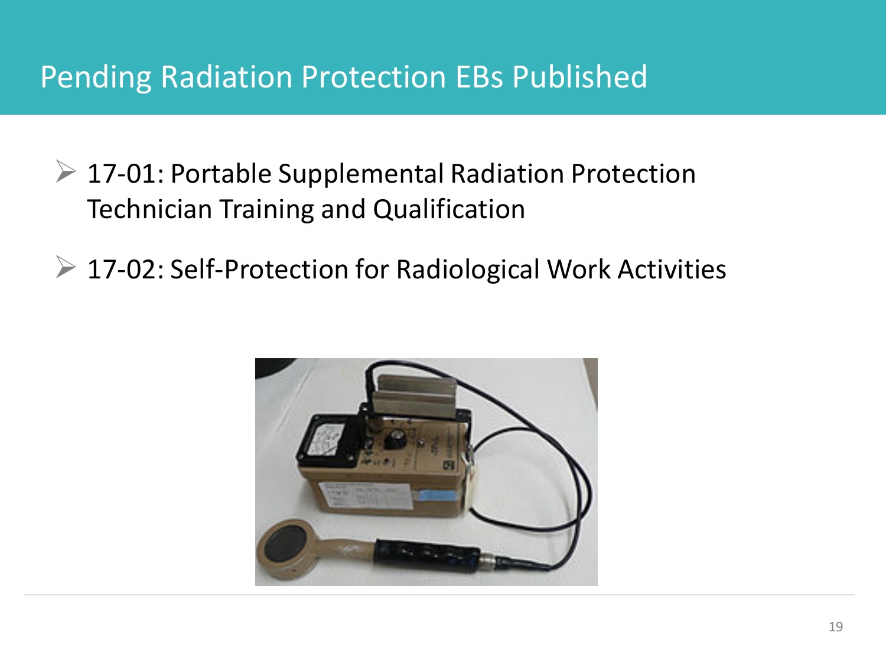# Pending Radiation Protection EBs Published

- 17-01: Portable Supplemental Radiation Protection Technician Training and Qualification
- 17-02: Self-Protection for Radiological Work Activities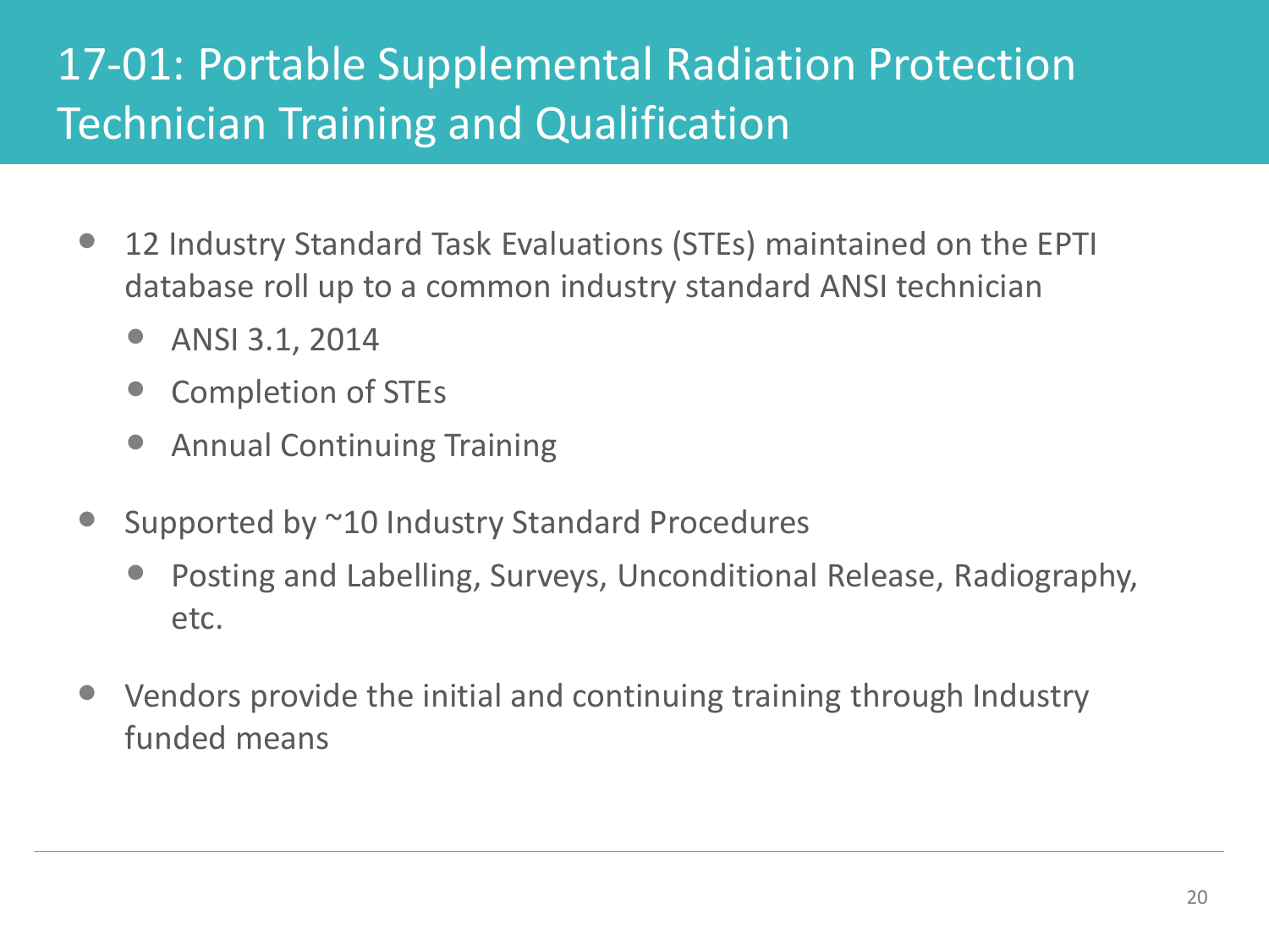# 17-01: Portable Supplemental Radiation Protection Technician Training and Qualification

- 12 Industry Standard Task Evaluations (STEs) maintained on the EPTI database roll up to a common industry standard ANSI technician
  - ANSI 3.1, 2014
  - Completion of STEs
  - Annual Continuing Training
- Supported by ~10 Industry Standard Procedures
  - Posting and Labelling, Surveys, Unconditional Release, Radiography, etc.
- Vendors provide the initial and continuing training through Industry funded means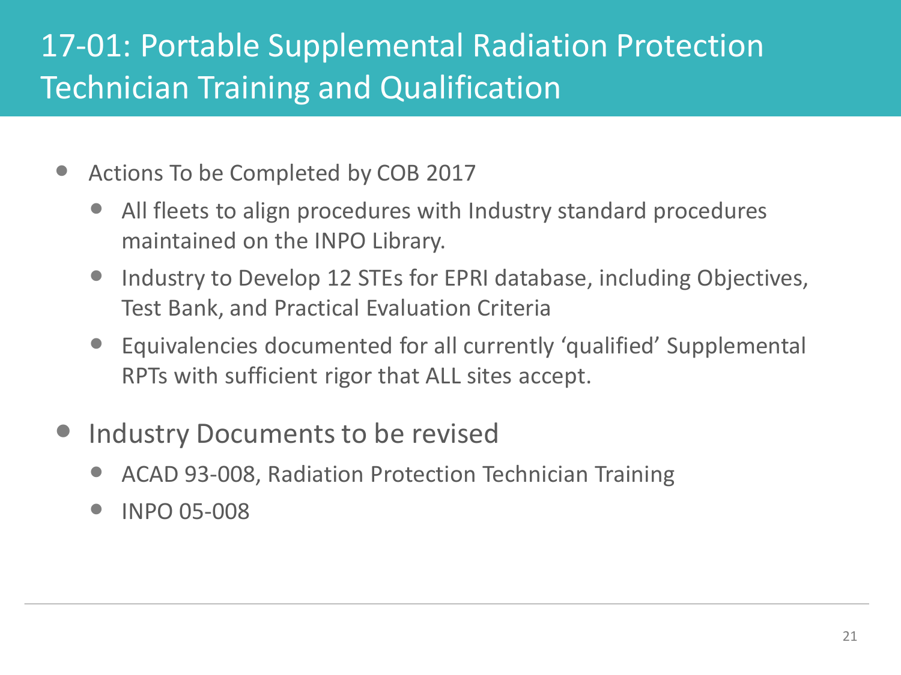# 17-01: Portable Supplemental Radiation Protection Technician Training and Qualification

- Actions To be Completed by COB 2017
  - All fleets to align procedures with Industry standard procedures maintained on the INPO Library.
  - Industry to Develop 12 STEs for EPRI database, including Objectives, Test Bank, and Practical Evaluation Criteria
  - Equivalencies documented for all currently ‘qualified’ Supplemental RPTs with sufficient rigor that ALL sites accept.
- Industry Documents to be revised
  - ACAD 93-008, Radiation Protection Technician Training
  - INPO 05-008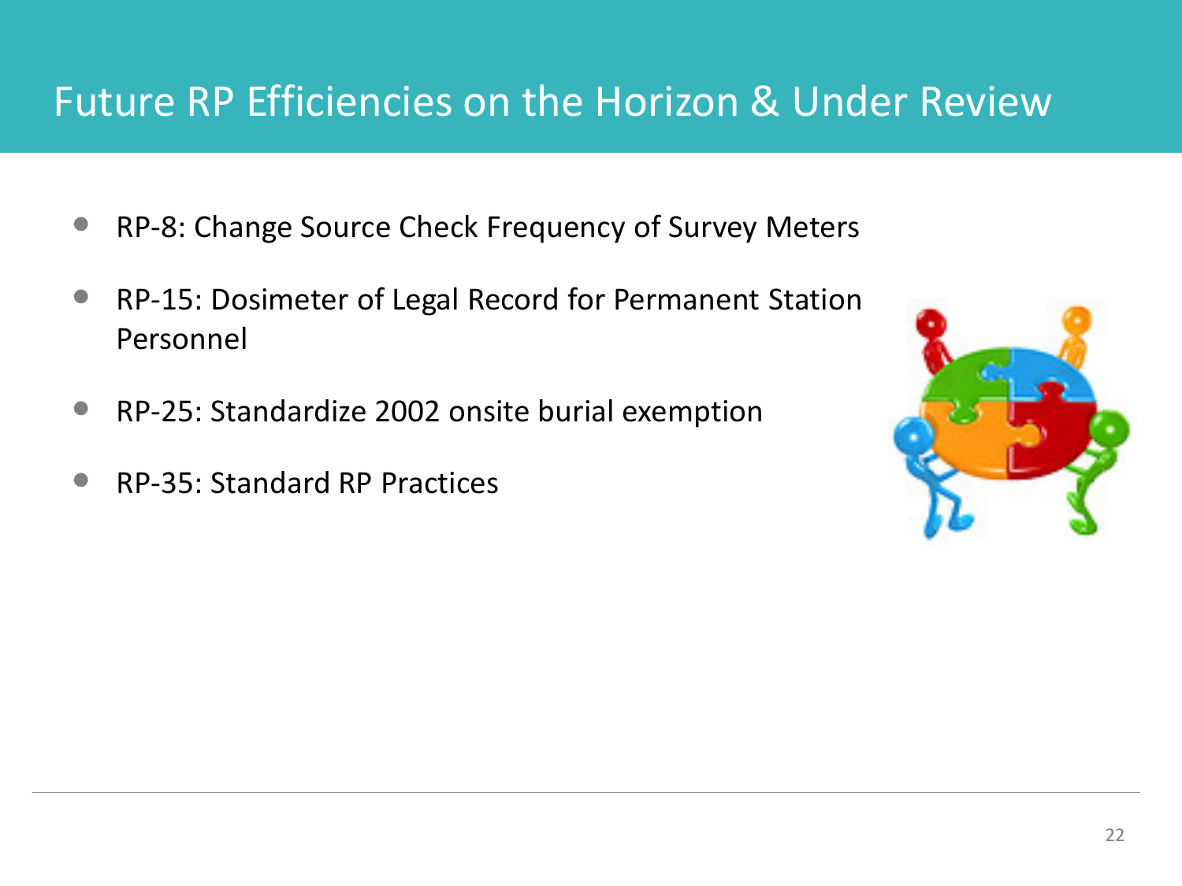# Future RP Efficiencies on the Horizon & Under Review

- RP-8: Change Source Check Frequency of Survey Meters
- RP-15: Dosimeter of Legal Record for Permanent Station Personnel
- RP-25: Standardize 2002 onsite burial exemption
- RP-35: Standard RP Practices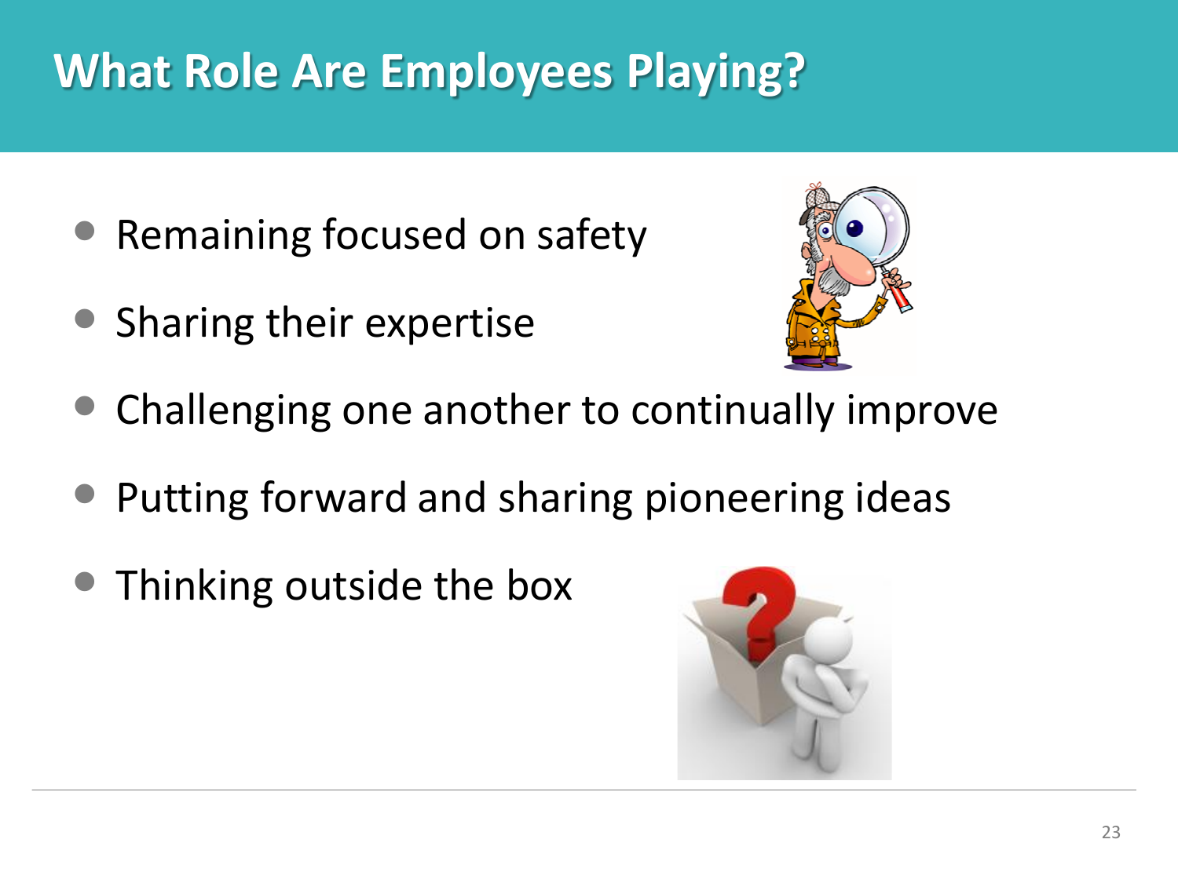# What Role Are Employees Playing?

- Remaining focused on safety
- Sharing their expertise
- Challenging one another to continually improve
- Putting forward and sharing pioneering ideas
- Thinking outside the box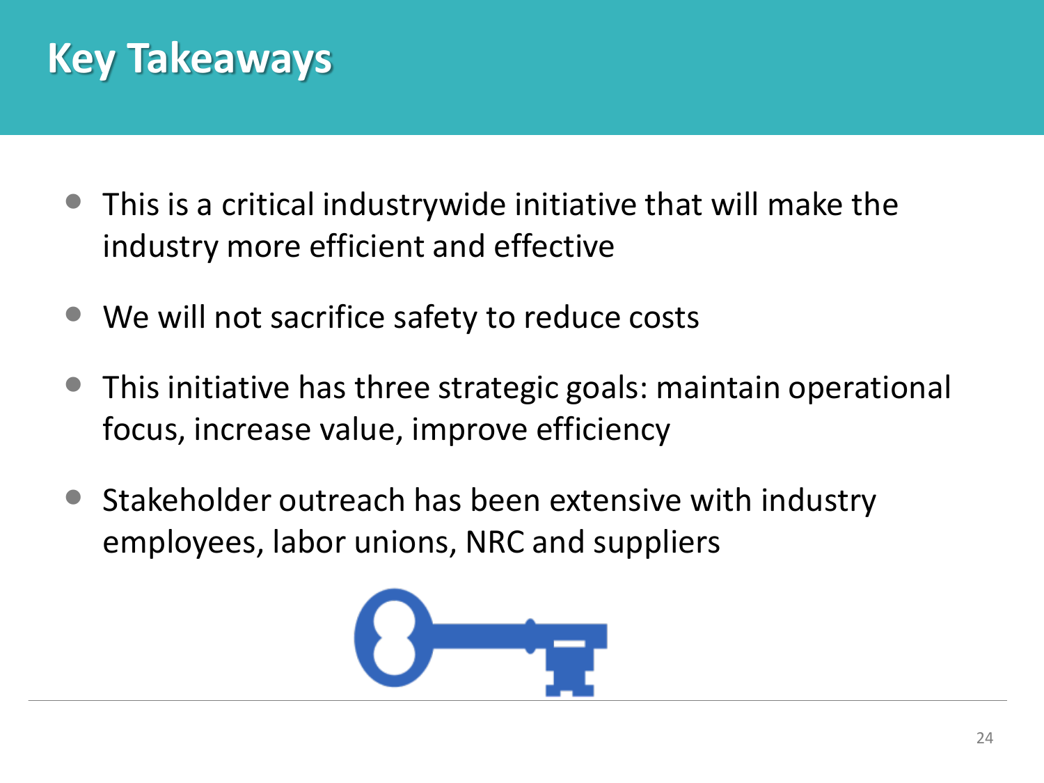# Key Takeaways

- This is a critical industrywide initiative that will make the industry more efficient and effective
- We will not sacrifice safety to reduce costs
- This initiative has three strategic goals: maintain operational focus, increase value, improve efficiency
- Stakeholder outreach has been extensive with industry employees, labor unions, NRC and suppliers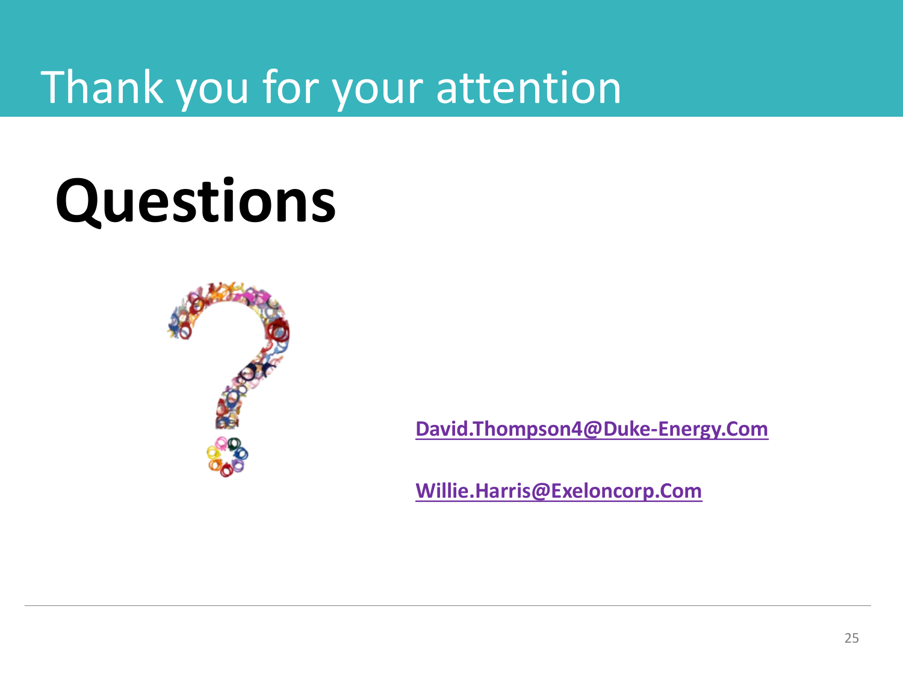# Thank you for your attention

## Questions

David.Thompson4@Duke-Energy.Com

Willie.Harris@Exeloncorp.Com